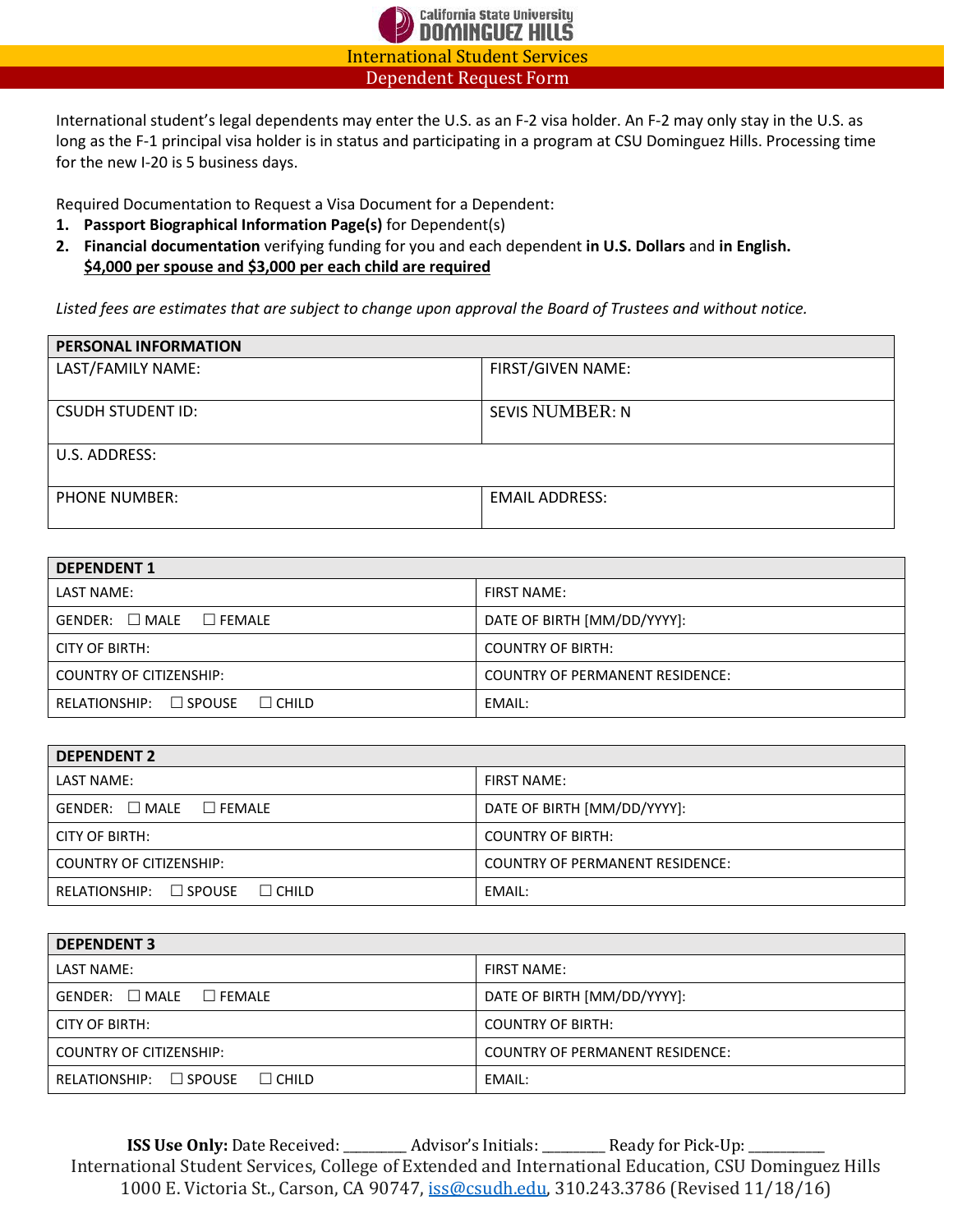California State University
**DOMINGUEZ HILLS**

# International Student Services

## Dependent Request Form

International student's legal dependents may enter the U.S. as an F-2 visa holder. An F-2 may only stay in the U.S. as long as the F-1 principal visa holder is in status and participating in a program at CSU Dominguez Hills. Processing time for the new I-20 is 5 business days.

Required Documentation to Request a Visa Document for a Dependent:

1. **Passport Biographical Information Page(s)** for Dependent(s)
2. **Financial documentation** verifying funding for you and each dependent **in U.S. Dollars** and **in English.**
   **$4,000 per spouse and $3,000 per each child are required**

*Listed fees are estimates that are subject to change upon approval the Board of Trustees and without notice.*

| **PERSONAL INFORMATION** | |
|---|---|
| LAST/FAMILY NAME: | FIRST/GIVEN NAME: |
| CSUDH STUDENT ID: | SEVIS NUMBER: N |
| U.S. ADDRESS: | |
| PHONE NUMBER: | EMAIL ADDRESS: |

| **DEPENDENT 1** | |
|---|---|
| LAST NAME: | FIRST NAME: |
| GENDER: ☐ MALE ☐ FEMALE | DATE OF BIRTH [MM/DD/YYYY]: |
| CITY OF BIRTH: | COUNTRY OF BIRTH: |
| COUNTRY OF CITIZENSHIP: | COUNTRY OF PERMANENT RESIDENCE: |
| RELATIONSHIP: ☐ SPOUSE ☐ CHILD | EMAIL: |

| **DEPENDENT 2** | |
|---|---|
| LAST NAME: | FIRST NAME: |
| GENDER: ☐ MALE ☐ FEMALE | DATE OF BIRTH [MM/DD/YYYY]: |
| CITY OF BIRTH: | COUNTRY OF BIRTH: |
| COUNTRY OF CITIZENSHIP: | COUNTRY OF PERMANENT RESIDENCE: |
| RELATIONSHIP: ☐ SPOUSE ☐ CHILD | EMAIL: |

| **DEPENDENT 3** | |
|---|---|
| LAST NAME: | FIRST NAME: |
| GENDER: ☐ MALE ☐ FEMALE | DATE OF BIRTH [MM/DD/YYYY]: |
| CITY OF BIRTH: | COUNTRY OF BIRTH: |
| COUNTRY OF CITIZENSHIP: | COUNTRY OF PERMANENT RESIDENCE: |
| RELATIONSHIP: ☐ SPOUSE ☐ CHILD | EMAIL: |

**ISS Use Only:** Date Received: ________ Advisor's Initials: ________ Ready for Pick-Up: __________

International Student Services, College of Extended and International Education, CSU Dominguez Hills
1000 E. Victoria St., Carson, CA 90747, iss@csudh.edu, 310.243.3786 (Revised 11/18/16)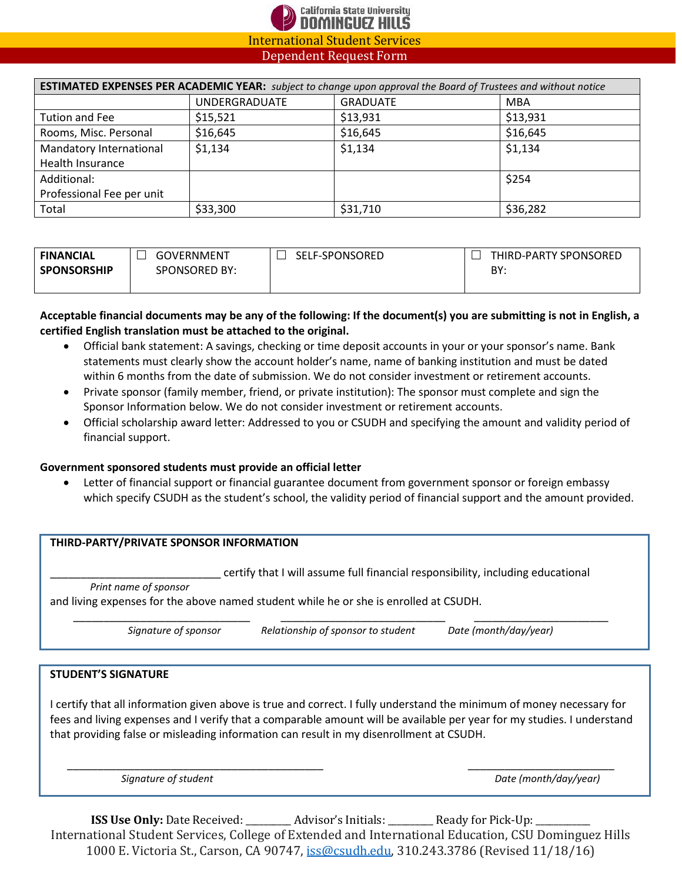California State University DOMINGUEZ HILLS

International Student Services

Dependent Request Form

| ESTIMATED EXPENSES PER ACADEMIC YEAR: *subject to change upon approval the Board of Trustees and without notice* | | | |
|---|---|---|---|
| | UNDERGRADUATE | GRADUATE | MBA |
| Tution and Fee | $15,521 | $13,931 | $13,931 |
| Rooms, Misc. Personal | $16,645 | $16,645 | $16,645 |
| Mandatory International Health Insurance | $1,134 | $1,134 | $1,134 |
| Additional: Professional Fee per unit | | | $254 |
| Total | $33,300 | $31,710 | $36,282 |

| | | | |
|---|---|---|---|
| **FINANCIAL SPONSORSHIP** | ☐ GOVERNMENT SPONSORED BY: | ☐ SELF-SPONSORED | ☐ THIRD-PARTY SPONSORED BY: |

**Acceptable financial documents may be any of the following: If the document(s) you are submitting is not in English, a certified English translation must be attached to the original.**

- Official bank statement: A savings, checking or time deposit accounts in your or your sponsor's name. Bank statements must clearly show the account holder's name, name of banking institution and must be dated within 6 months from the date of submission. We do not consider investment or retirement accounts.
- Private sponsor (family member, friend, or private institution): The sponsor must complete and sign the Sponsor Information below. We do not consider investment or retirement accounts.
- Official scholarship award letter: Addressed to you or CSUDH and specifying the amount and validity period of financial support.

**Government sponsored students must provide an official letter**

- Letter of financial support or financial guarantee document from government sponsor or foreign embassy which specify CSUDH as the student's school, the validity period of financial support and the amount provided.

**THIRD-PARTY/PRIVATE SPONSOR INFORMATION**

_____________________________ certify that I will assume full financial responsibility, including educational
*Print name of sponsor*
and living expenses for the above named student while he or she is enrolled at CSUDH.

_____________________________ _____________________________ _____________________________
*Signature of sponsor* *Relationship of sponsor to student* *Date (month/day/year)*

**STUDENT'S SIGNATURE**

I certify that all information given above is true and correct. I fully understand the minimum of money necessary for fees and living expenses and I verify that a comparable amount will be available per year for my studies. I understand that providing false or misleading information can result in my disenrollment at CSUDH.

_____________________________________________ _________________________
*Signature of student* *Date (month/day/year)*

**ISS Use Only:** Date Received: ________ Advisor's Initials: ________ Ready for Pick-Up: __________

International Student Services, College of Extended and International Education, CSU Dominguez Hills
1000 E. Victoria St., Carson, CA 90747, iss@csudh.edu, 310.243.3786 (Revised 11/18/16)